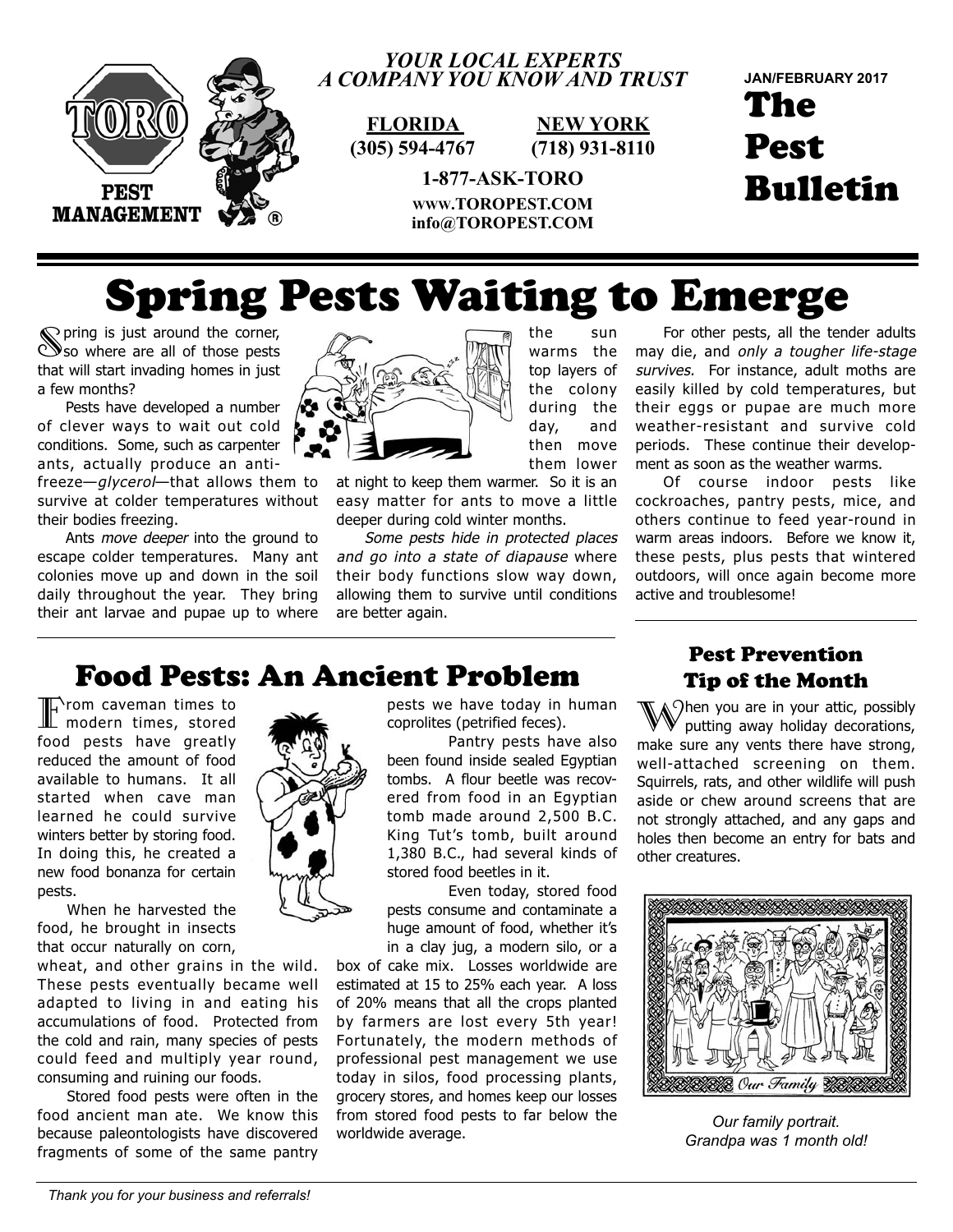TORO PEST MANAGEMENT®

*YOUR LOCAL EXPERTS*
*A COMPANY YOU KNOW AND TRUST*

**FLORIDA** (305) 594-4767

**NEW YORK** (718) 931-8110

**1-877-ASK-TORO**

**www.TOROPEST.COM**
**info@TOROPEST.COM**

**JAN/FEBRUARY 2017**

# The Pest Bulletin

# Spring Pests Waiting to Emerge

Spring is just around the corner, so where are all of those pests that will start invading homes in just a few months?

Pests have developed a number of clever ways to wait out cold conditions. Some, such as carpenter ants, actually produce an anti-freeze—*glycerol*—that allows them to survive at colder temperatures without their bodies freezing.

Ants *move deeper* into the ground to escape colder temperatures. Many ant colonies move up and down in the soil daily throughout the year. They bring their ant larvae and pupae up to where the sun warms the top layers of the colony during the day, and then move them lower at night to keep them warmer. So it is an easy matter for ants to move a little deeper during cold winter months.

*Some pests hide in protected places and go into a state of diapause* where their body functions slow way down, allowing them to survive until conditions are better again.

For other pests, all the tender adults may die, and *only a tougher life-stage survives.* For instance, adult moths are easily killed by cold temperatures, but their eggs or pupae are much more weather-resistant and survive cold periods. These continue their development as soon as the weather warms.

Of course indoor pests like cockroaches, pantry pests, mice, and others continue to feed year-round in warm areas indoors. Before we know it, these pests, plus pests that wintered outdoors, will once again become more active and troublesome!

## Food Pests: An Ancient Problem

From caveman times to modern times, stored food pests have greatly reduced the amount of food available to humans. It all started when cave man learned he could survive winters better by storing food. In doing this, he created a new food bonanza for certain pests.

When he harvested the food, he brought in insects that occur naturally on corn, wheat, and other grains in the wild. These pests eventually became well adapted to living in and eating his accumulations of food. Protected from the cold and rain, many species of pests could feed and multiply year round, consuming and ruining our foods.

Stored food pests were often in the food ancient man ate. We know this because paleontologists have discovered fragments of some of the same pantry pests we have today in human coprolites (petrified feces).

Pantry pests have also been found inside sealed Egyptian tombs. A flour beetle was recovered from food in an Egyptian tomb made around 2,500 B.C. King Tut's tomb, built around 1,380 B.C., had several kinds of stored food beetles in it.

Even today, stored food pests consume and contaminate a huge amount of food, whether it's in a clay jug, a modern silo, or a box of cake mix. Losses worldwide are estimated at 15 to 25% each year. A loss of 20% means that all the crops planted by farmers are lost every 5th year! Fortunately, the modern methods of professional pest management we use today in silos, food processing plants, grocery stores, and homes keep our losses from stored food pests to far below the worldwide average.

## Pest Prevention Tip of the Month

When you are in your attic, possibly putting away holiday decorations, make sure any vents there have strong, well-attached screening on them. Squirrels, rats, and other wildlife will push aside or chew around screens that are not strongly attached, and any gaps and holes then become an entry for bats and other creatures.

Our Family

*Our family portrait. Grandpa was 1 month old!*

*Thank you for your business and referrals!*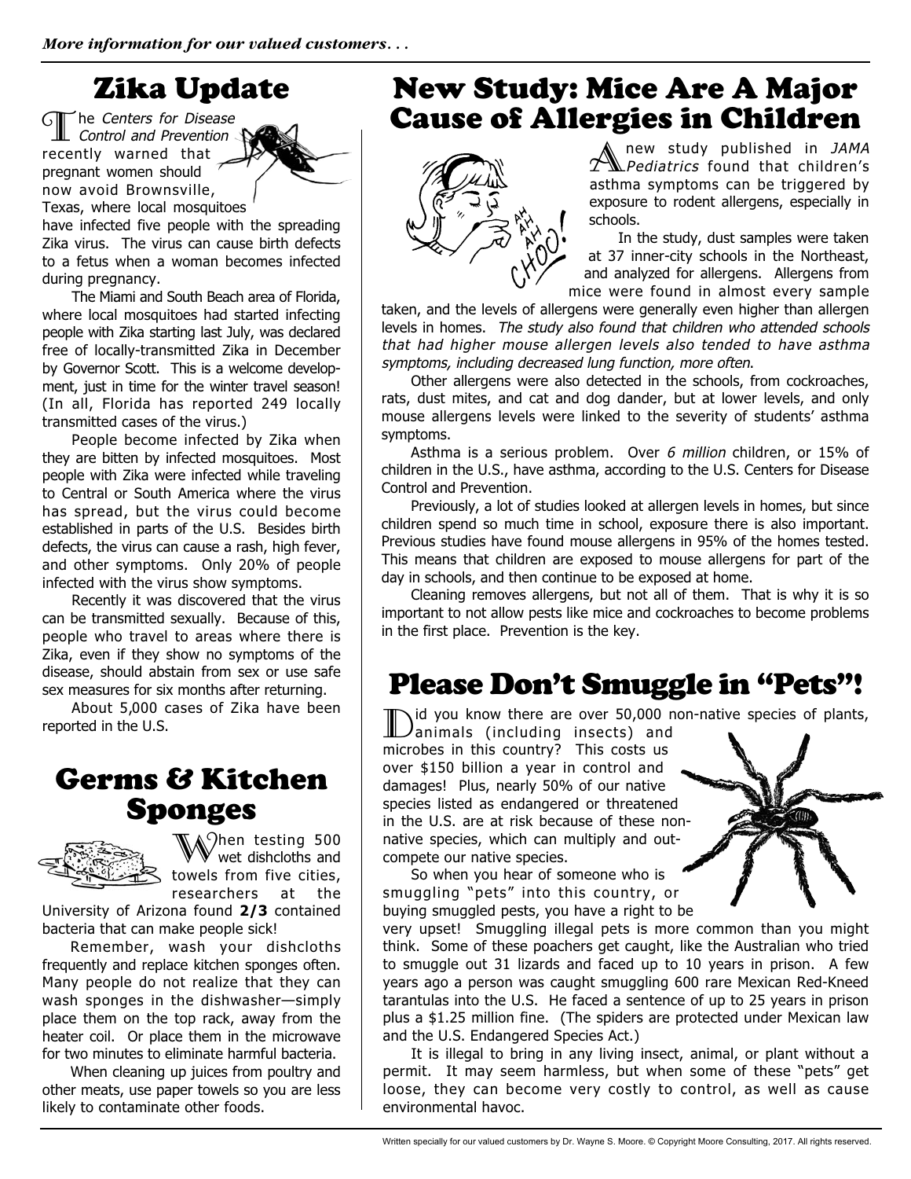*More information for our valued customers. . .*

# Zika Update

The *Centers for Disease Control and Prevention* recently warned that pregnant women should now avoid Brownsville, Texas, where local mosquitoes have infected five people with the spreading Zika virus. The virus can cause birth defects to a fetus when a woman becomes infected during pregnancy.

The Miami and South Beach area of Florida, where local mosquitoes had started infecting people with Zika starting last July, was declared free of locally-transmitted Zika in December by Governor Scott. This is a welcome development, just in time for the winter travel season! (In all, Florida has reported 249 locally transmitted cases of the virus.)

People become infected by Zika when they are bitten by infected mosquitoes. Most people with Zika were infected while traveling to Central or South America where the virus has spread, but the virus could become established in parts of the U.S. Besides birth defects, the virus can cause a rash, high fever, and other symptoms. Only 20% of people infected with the virus show symptoms.

Recently it was discovered that the virus can be transmitted sexually. Because of this, people who travel to areas where there is Zika, even if they show no symptoms of the disease, should abstain from sex or use safe sex measures for six months after returning.

About 5,000 cases of Zika have been reported in the U.S.

# Germs & Kitchen Sponges

When testing 500 wet dishcloths and towels from five cities, researchers at the University of Arizona found **2/3** contained bacteria that can make people sick!

Remember, wash your dishcloths frequently and replace kitchen sponges often. Many people do not realize that they can wash sponges in the dishwasher—simply place them on the top rack, away from the heater coil. Or place them in the microwave for two minutes to eliminate harmful bacteria.

When cleaning up juices from poultry and other meats, use paper towels so you are less likely to contaminate other foods.

# New Study: Mice Are A Major Cause of Allergies in Children

A new study published in *JAMA Pediatrics* found that children's asthma symptoms can be triggered by exposure to rodent allergens, especially in schools.

In the study, dust samples were taken at 37 inner-city schools in the Northeast, and analyzed for allergens. Allergens from mice were found in almost every sample taken, and the levels of allergens were generally even higher than allergen levels in homes. *The study also found that children who attended schools that had higher mouse allergen levels also tended to have asthma symptoms, including decreased lung function, more often.*

Other allergens were also detected in the schools, from cockroaches, rats, dust mites, and cat and dog dander, but at lower levels, and only mouse allergens levels were linked to the severity of students' asthma symptoms.

Asthma is a serious problem. Over *6 million* children, or 15% of children in the U.S., have asthma, according to the U.S. Centers for Disease Control and Prevention.

Previously, a lot of studies looked at allergen levels in homes, but since children spend so much time in school, exposure there is also important. Previous studies have found mouse allergens in 95% of the homes tested. This means that children are exposed to mouse allergens for part of the day in schools, and then continue to be exposed at home.

Cleaning removes allergens, but not all of them. That is why it is so important to not allow pests like mice and cockroaches to become problems in the first place. Prevention is the key.

# Please Don't Smuggle in "Pets"!

Did you know there are over 50,000 non-native species of plants, animals (including insects) and microbes in this country? This costs us over $150 billion a year in control and damages! Plus, nearly 50% of our native species listed as endangered or threatened in the U.S. are at risk because of these non-native species, which can multiply and out-compete our native species.

So when you hear of someone who is smuggling "pets" into this country, or buying smuggled pests, you have a right to be very upset! Smuggling illegal pets is more common than you might think. Some of these poachers get caught, like the Australian who tried to smuggle out 31 lizards and faced up to 10 years in prison. A few years ago a person was caught smuggling 600 rare Mexican Red-Kneed tarantulas into the U.S. He faced a sentence of up to 25 years in prison plus a $1.25 million fine. (The spiders are protected under Mexican law and the U.S. Endangered Species Act.)

It is illegal to bring in any living insect, animal, or plant without a permit. It may seem harmless, but when some of these "pets" get loose, they can become very costly to control, as well as cause environmental havoc.

Written specially for our valued customers by Dr. Wayne S. Moore. © Copyright Moore Consulting, 2017. All rights reserved.